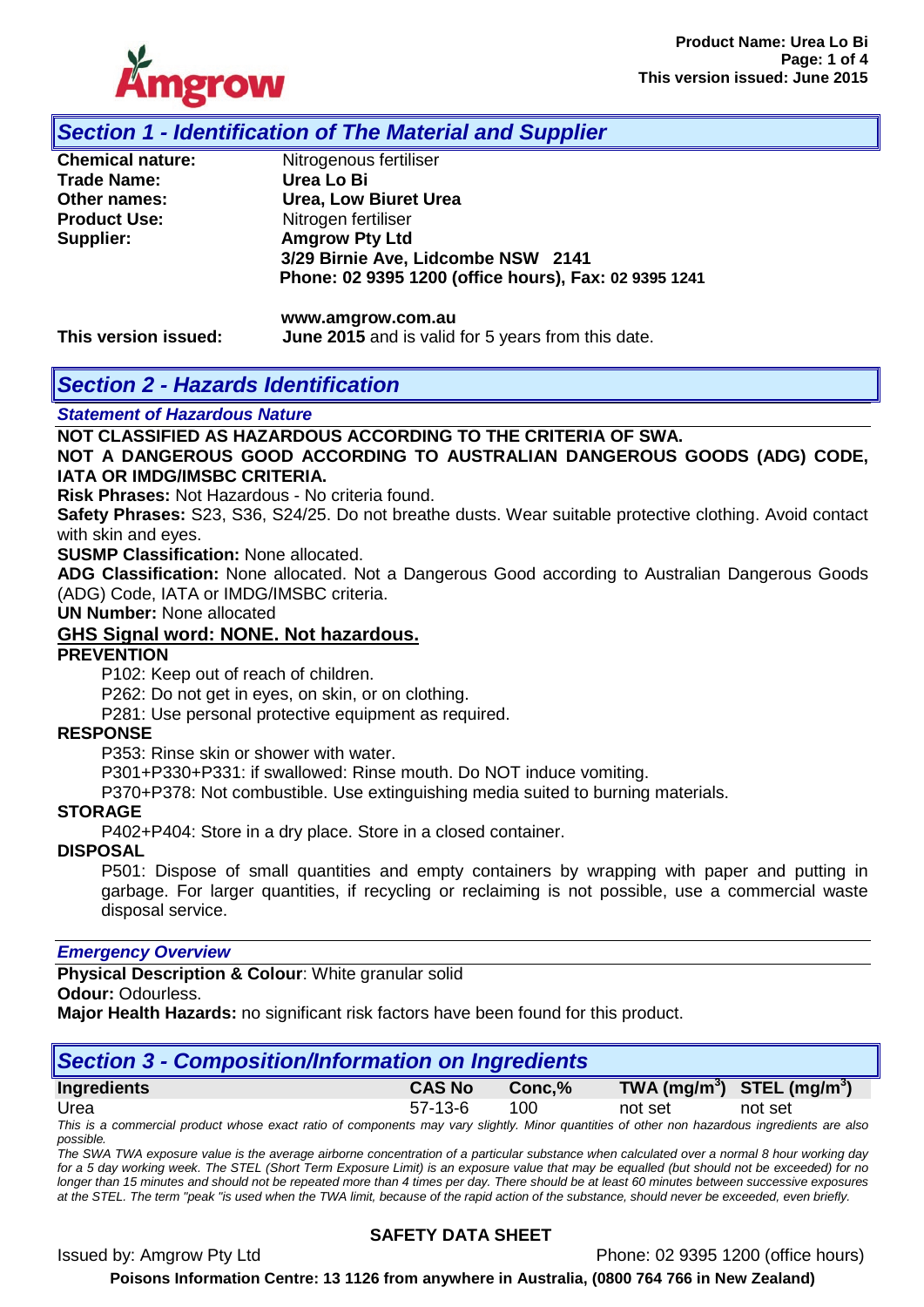## Section 1 - Identification of The Material and Supplier

**Chemical nature:** Nitrogenous fertiliser
**Trade Name:** **Urea Lo Bi**
**Other names:** **Urea, Low Biuret Urea**
**Product Use:** Nitrogen fertiliser
**Supplier:** **Amgrow Pty Ltd**
**3/29 Birnie Ave, Lidcombe NSW 2141**
**Phone: 02 9395 1200 (office hours), Fax: 02 9395 1241**

**www.amgrow.com.au**

**This version issued:** **June 2015** and is valid for 5 years from this date.

## Section 2 - Hazards Identification

### *Statement of Hazardous Nature*

**NOT CLASSIFIED AS HAZARDOUS ACCORDING TO THE CRITERIA OF SWA.**
**NOT A DANGEROUS GOOD ACCORDING TO AUSTRALIAN DANGEROUS GOODS (ADG) CODE, IATA OR IMDG/IMSBC CRITERIA.**

**Risk Phrases:** Not Hazardous - No criteria found.

**Safety Phrases:** S23, S36, S24/25. Do not breathe dusts. Wear suitable protective clothing. Avoid contact with skin and eyes.

**SUSMP Classification:** None allocated.

**ADG Classification:** None allocated. Not a Dangerous Good according to Australian Dangerous Goods (ADG) Code, IATA or IMDG/IMSBC criteria.

**UN Number:** None allocated

**GHS Signal word: NONE. Not hazardous.**

**PREVENTION**

P102: Keep out of reach of children.
P262: Do not get in eyes, on skin, or on clothing.
P281: Use personal protective equipment as required.

**RESPONSE**

P353: Rinse skin or shower with water.
P301+P330+P331: if swallowed: Rinse mouth. Do NOT induce vomiting.
P370+P378: Not combustible. Use extinguishing media suited to burning materials.

**STORAGE**

P402+P404: Store in a dry place. Store in a closed container.

**DISPOSAL**

P501: Dispose of small quantities and empty containers by wrapping with paper and putting in garbage. For larger quantities, if recycling or reclaiming is not possible, use a commercial waste disposal service.

### *Emergency Overview*

**Physical Description & Colour**: White granular solid
**Odour:** Odourless.
**Major Health Hazards:** no significant risk factors have been found for this product.

## Section 3 - Composition/Information on Ingredients

| Ingredients | CAS No | Conc,% | TWA (mg/m$^3$) | STEL (mg/m$^3$) |
|---|---|---|---|---|
| Urea | 57-13-6 | 100 | not set | not set |

*This is a commercial product whose exact ratio of components may vary slightly. Minor quantities of other non hazardous ingredients are also possible.*

*The SWA TWA exposure value is the average airborne concentration of a particular substance when calculated over a normal 8 hour working day for a 5 day working week. The STEL (Short Term Exposure Limit) is an exposure value that may be equalled (but should not be exceeded) for no longer than 15 minutes and should not be repeated more than 4 times per day. There should be at least 60 minutes between successive exposures at the STEL. The term "peak "is used when the TWA limit, because of the rapid action of the substance, should never be exceeded, even briefly.*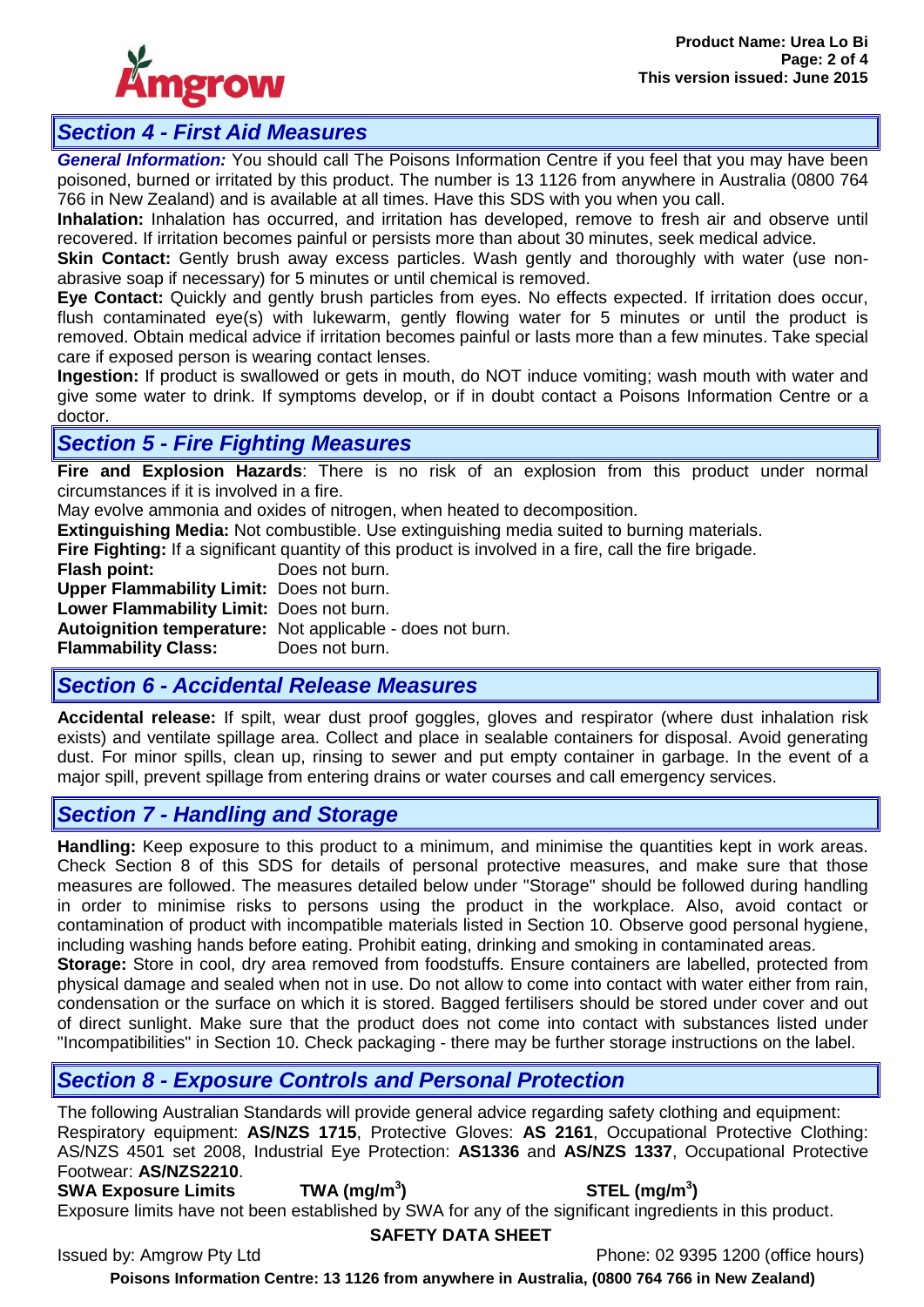## *Section 4 - First Aid Measures*

***General Information:*** You should call The Poisons Information Centre if you feel that you may have been poisoned, burned or irritated by this product. The number is 13 1126 from anywhere in Australia (0800 764 766 in New Zealand) and is available at all times. Have this SDS with you when you call.

**Inhalation:** Inhalation has occurred, and irritation has developed, remove to fresh air and observe until recovered. If irritation becomes painful or persists more than about 30 minutes, seek medical advice.

**Skin Contact:** Gently brush away excess particles. Wash gently and thoroughly with water (use non-abrasive soap if necessary) for 5 minutes or until chemical is removed.

**Eye Contact:** Quickly and gently brush particles from eyes. No effects expected. If irritation does occur, flush contaminated eye(s) with lukewarm, gently flowing water for 5 minutes or until the product is removed. Obtain medical advice if irritation becomes painful or lasts more than a few minutes. Take special care if exposed person is wearing contact lenses.

**Ingestion:** If product is swallowed or gets in mouth, do NOT induce vomiting; wash mouth with water and give some water to drink. If symptoms develop, or if in doubt contact a Poisons Information Centre or a doctor.

## *Section 5 - Fire Fighting Measures*

**Fire and Explosion Hazards**: There is no risk of an explosion from this product under normal circumstances if it is involved in a fire.

May evolve ammonia and oxides of nitrogen, when heated to decomposition.

**Extinguishing Media:** Not combustible. Use extinguishing media suited to burning materials.

**Fire Fighting:** If a significant quantity of this product is involved in a fire, call the fire brigade.

**Flash point:** Does not burn.
**Upper Flammability Limit:** Does not burn.
**Lower Flammability Limit:** Does not burn.
**Autoignition temperature:** Not applicable - does not burn.
**Flammability Class:** Does not burn.

## *Section 6 - Accidental Release Measures*

**Accidental release:** If spilt, wear dust proof goggles, gloves and respirator (where dust inhalation risk exists) and ventilate spillage area. Collect and place in sealable containers for disposal. Avoid generating dust. For minor spills, clean up, rinsing to sewer and put empty container in garbage. In the event of a major spill, prevent spillage from entering drains or water courses and call emergency services.

## *Section 7 - Handling and Storage*

**Handling:** Keep exposure to this product to a minimum, and minimise the quantities kept in work areas. Check Section 8 of this SDS for details of personal protective measures, and make sure that those measures are followed. The measures detailed below under "Storage" should be followed during handling in order to minimise risks to persons using the product in the workplace. Also, avoid contact or contamination of product with incompatible materials listed in Section 10. Observe good personal hygiene, including washing hands before eating. Prohibit eating, drinking and smoking in contaminated areas.

**Storage:** Store in cool, dry area removed from foodstuffs. Ensure containers are labelled, protected from physical damage and sealed when not in use. Do not allow to come into contact with water either from rain, condensation or the surface on which it is stored. Bagged fertilisers should be stored under cover and out of direct sunlight. Make sure that the product does not come into contact with substances listed under "Incompatibilities" in Section 10. Check packaging - there may be further storage instructions on the label.

## *Section 8 - Exposure Controls and Personal Protection*

The following Australian Standards will provide general advice regarding safety clothing and equipment: Respiratory equipment: **AS/NZS 1715**, Protective Gloves: **AS 2161**, Occupational Protective Clothing: AS/NZS 4501 set 2008, Industrial Eye Protection: **AS1336** and **AS/NZS 1337**, Occupational Protective Footwear: **AS/NZS2210**.

| **SWA Exposure Limits** | **TWA (mg/m$^3$)** | **STEL (mg/m$^3$)** |
|---|---|---|

Exposure limits have not been established by SWA for any of the significant ingredients in this product.

**SAFETY DATA SHEET**

Issued by: Amgrow Pty Ltd    Phone: 02 9395 1200 (office hours)

**Poisons Information Centre: 13 1126 from anywhere in Australia, (0800 764 766 in New Zealand)**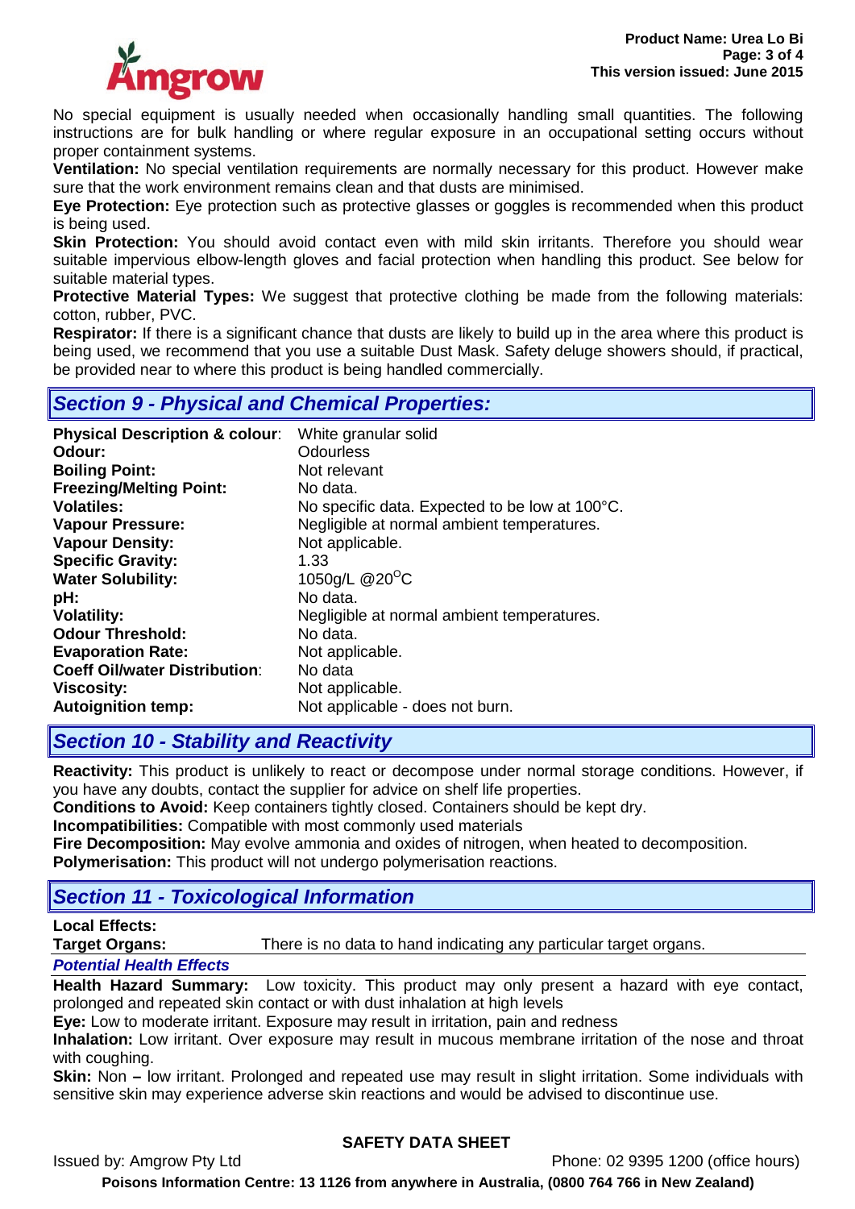No special equipment is usually needed when occasionally handling small quantities. The following instructions are for bulk handling or where regular exposure in an occupational setting occurs without proper containment systems.

**Ventilation:** No special ventilation requirements are normally necessary for this product. However make sure that the work environment remains clean and that dusts are minimised.

**Eye Protection:** Eye protection such as protective glasses or goggles is recommended when this product is being used.

**Skin Protection:** You should avoid contact even with mild skin irritants. Therefore you should wear suitable impervious elbow-length gloves and facial protection when handling this product. See below for suitable material types.

**Protective Material Types:** We suggest that protective clothing be made from the following materials: cotton, rubber, PVC.

**Respirator:** If there is a significant chance that dusts are likely to build up in the area where this product is being used, we recommend that you use a suitable Dust Mask. Safety deluge showers should, if practical, be provided near to where this product is being handled commercially.

## *Section 9 - Physical and Chemical Properties:*

| | |
|---|---|
| **Physical Description & colour**: | White granular solid |
| **Odour:** | Odourless |
| **Boiling Point:** | Not relevant |
| **Freezing/Melting Point:** | No data. |
| **Volatiles:** | No specific data. Expected to be low at 100°C. |
| **Vapour Pressure:** | Negligible at normal ambient temperatures. |
| **Vapour Density:** | Not applicable. |
| **Specific Gravity:** | 1.33 |
| **Water Solubility:** | 1050g/L @20°C |
| **pH:** | No data. |
| **Volatility:** | Negligible at normal ambient temperatures. |
| **Odour Threshold:** | No data. |
| **Evaporation Rate:** | Not applicable. |
| **Coeff Oil/water Distribution**: | No data |
| **Viscosity:** | Not applicable. |
| **Autoignition temp:** | Not applicable - does not burn. |

## *Section 10 - Stability and Reactivity*

**Reactivity:** This product is unlikely to react or decompose under normal storage conditions. However, if you have any doubts, contact the supplier for advice on shelf life properties.

**Conditions to Avoid:** Keep containers tightly closed. Containers should be kept dry.

**Incompatibilities:** Compatible with most commonly used materials

**Fire Decomposition:** May evolve ammonia and oxides of nitrogen, when heated to decomposition.

**Polymerisation:** This product will not undergo polymerisation reactions.

## *Section 11 - Toxicological Information*

**Local Effects:**

**Target Organs:** There is no data to hand indicating any particular target organs.

### *Potential Health Effects*

**Health Hazard Summary:** Low toxicity. This product may only present a hazard with eye contact, prolonged and repeated skin contact or with dust inhalation at high levels

**Eye:** Low to moderate irritant. Exposure may result in irritation, pain and redness

**Inhalation:** Low irritant. Over exposure may result in mucous membrane irritation of the nose and throat with coughing.

**Skin:** Non **–** low irritant. Prolonged and repeated use may result in slight irritation. Some individuals with sensitive skin may experience adverse skin reactions and would be advised to discontinue use.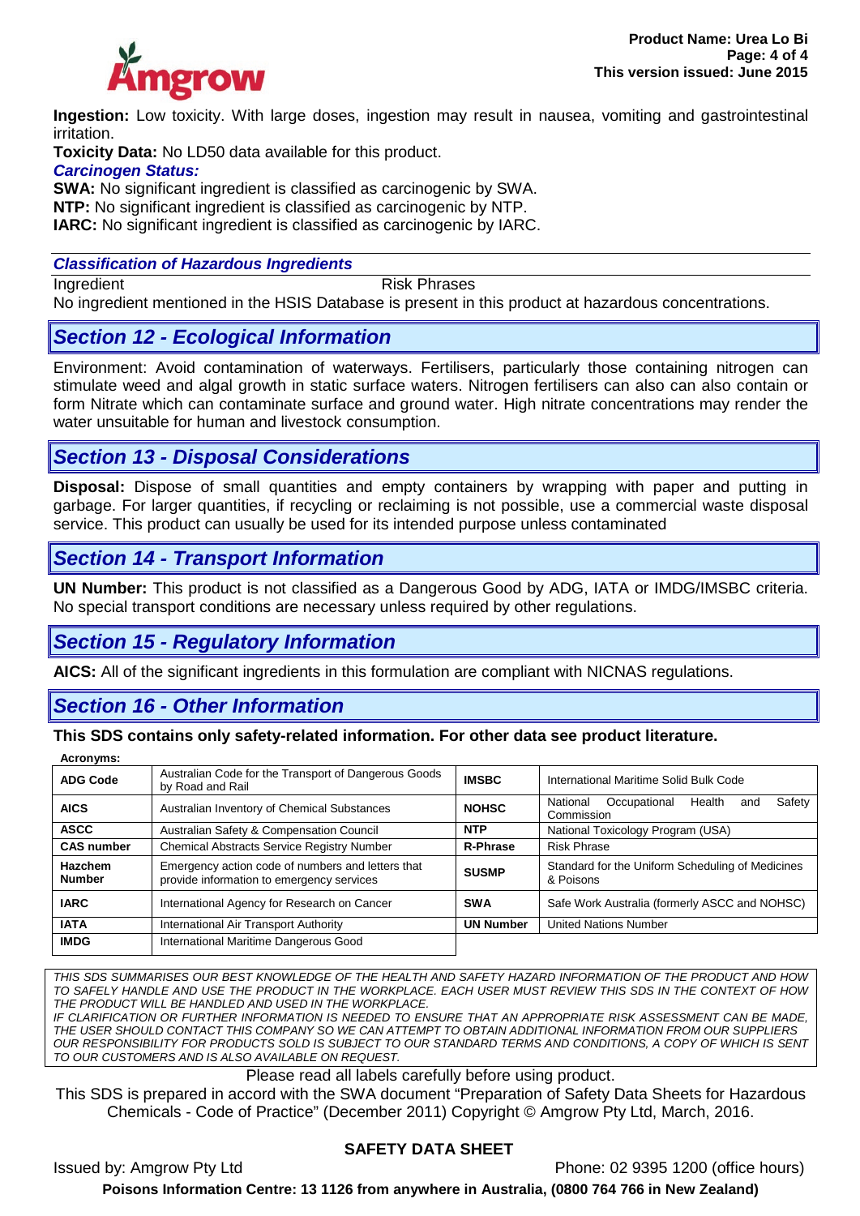**Ingestion:** Low toxicity. With large doses, ingestion may result in nausea, vomiting and gastrointestinal irritation.

**Toxicity Data:** No LD50 data available for this product.

***Carcinogen Status:***

**SWA:** No significant ingredient is classified as carcinogenic by SWA.

**NTP:** No significant ingredient is classified as carcinogenic by NTP.

**IARC:** No significant ingredient is classified as carcinogenic by IARC.

***Classification of Hazardous Ingredients***

| Ingredient | Risk Phrases |
|---|---|

No ingredient mentioned in the HSIS Database is present in this product at hazardous concentrations.

## *Section 12 - Ecological Information*

Environment: Avoid contamination of waterways. Fertilisers, particularly those containing nitrogen can stimulate weed and algal growth in static surface waters. Nitrogen fertilisers can also can also contain or form Nitrate which can contaminate surface and ground water. High nitrate concentrations may render the water unsuitable for human and livestock consumption.

## *Section 13 - Disposal Considerations*

**Disposal:** Dispose of small quantities and empty containers by wrapping with paper and putting in garbage. For larger quantities, if recycling or reclaiming is not possible, use a commercial waste disposal service. This product can usually be used for its intended purpose unless contaminated

## *Section 14 - Transport Information*

**UN Number:** This product is not classified as a Dangerous Good by ADG, IATA or IMDG/IMSBC criteria. No special transport conditions are necessary unless required by other regulations.

## *Section 15 - Regulatory Information*

**AICS:** All of the significant ingredients in this formulation are compliant with NICNAS regulations.

## *Section 16 - Other Information*

**This SDS contains only safety-related information. For other data see product literature.**

**Acronyms:**

| | | | |
|---|---|---|---|
| **ADG Code** | Australian Code for the Transport of Dangerous Goods by Road and Rail | **IMSBC** | International Maritime Solid Bulk Code |
| **AICS** | Australian Inventory of Chemical Substances | **NOHSC** | National Occupational Health and Safety Commission |
| **ASCC** | Australian Safety & Compensation Council | **NTP** | National Toxicology Program (USA) |
| **CAS number** | Chemical Abstracts Service Registry Number | **R-Phrase** | Risk Phrase |
| **Hazchem Number** | Emergency action code of numbers and letters that provide information to emergency services | **SUSMP** | Standard for the Uniform Scheduling of Medicines & Poisons |
| **IARC** | International Agency for Research on Cancer | **SWA** | Safe Work Australia (formerly ASCC and NOHSC) |
| **IATA** | International Air Transport Authority | **UN Number** | United Nations Number |
| **IMDG** | International Maritime Dangerous Good | | |

*THIS SDS SUMMARISES OUR BEST KNOWLEDGE OF THE HEALTH AND SAFETY HAZARD INFORMATION OF THE PRODUCT AND HOW TO SAFELY HANDLE AND USE THE PRODUCT IN THE WORKPLACE. EACH USER MUST REVIEW THIS SDS IN THE CONTEXT OF HOW THE PRODUCT WILL BE HANDLED AND USED IN THE WORKPLACE.*
*IF CLARIFICATION OR FURTHER INFORMATION IS NEEDED TO ENSURE THAT AN APPROPRIATE RISK ASSESSMENT CAN BE MADE, THE USER SHOULD CONTACT THIS COMPANY SO WE CAN ATTEMPT TO OBTAIN ADDITIONAL INFORMATION FROM OUR SUPPLIERS OUR RESPONSIBILITY FOR PRODUCTS SOLD IS SUBJECT TO OUR STANDARD TERMS AND CONDITIONS, A COPY OF WHICH IS SENT TO OUR CUSTOMERS AND IS ALSO AVAILABLE ON REQUEST.*

Please read all labels carefully before using product.

This SDS is prepared in accord with the SWA document "Preparation of Safety Data Sheets for Hazardous Chemicals - Code of Practice" (December 2011) Copyright © Amgrow Pty Ltd, March, 2016.